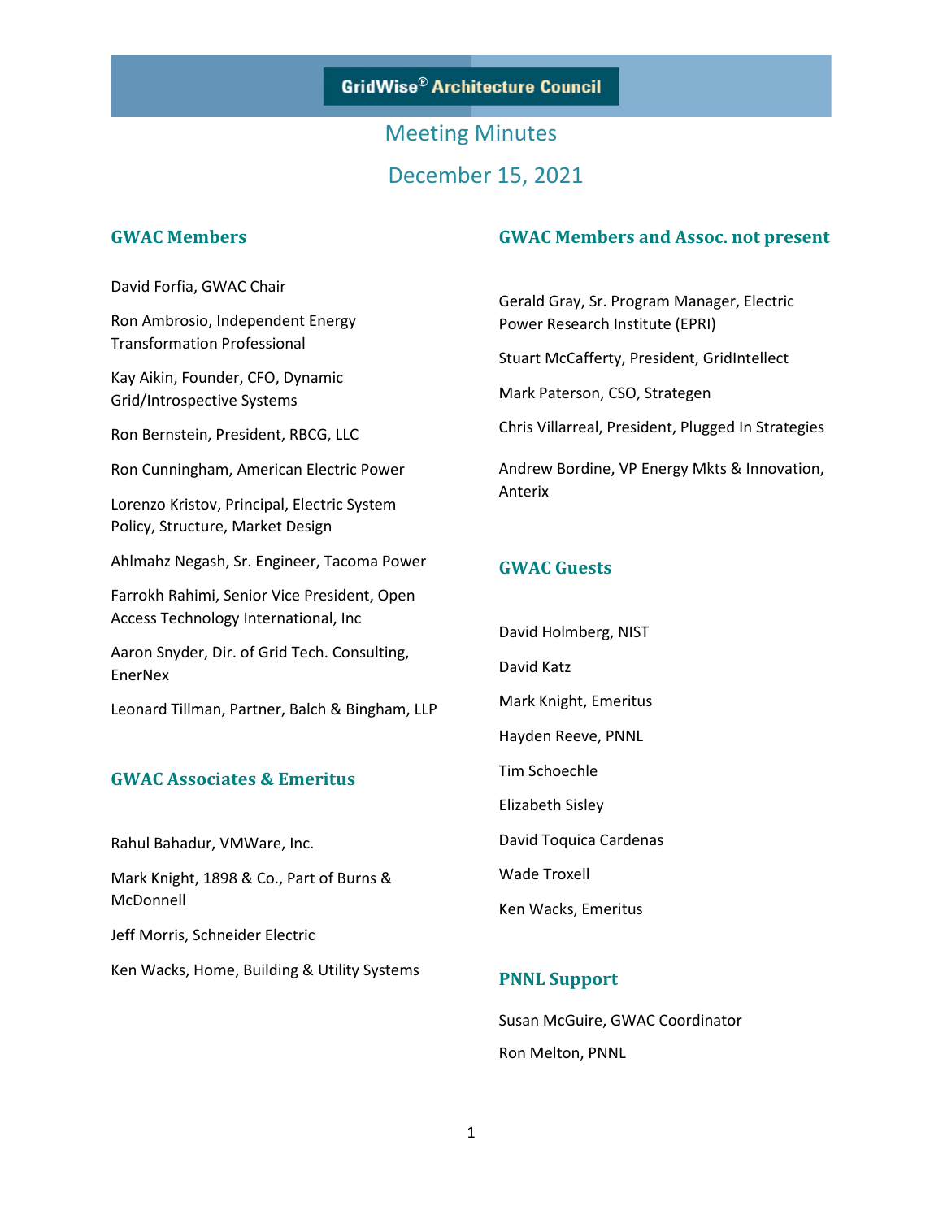# GridWise® Architecture Council

## Meeting Minutes

## December 15, 2021

### GWAC Members

David Forfia, GWAC Chair

Ron Ambrosio, Independent Energy Transformation Professional

Kay Aikin, Founder, CFO, Dynamic Grid/Introspective Systems

Ron Bernstein, President, RBCG, LLC

Ron Cunningham, American Electric Power

Lorenzo Kristov, Principal, Electric System Policy, Structure, Market Design

Ahlmahz Negash, Sr. Engineer, Tacoma Power

Farrokh Rahimi, Senior Vice President, Open Access Technology International, Inc

Aaron Snyder, Dir. of Grid Tech. Consulting, EnerNex

Leonard Tillman, Partner, Balch & Bingham, LLP

### GWAC Associates & Emeritus

Rahul Bahadur, VMWare, Inc.

Mark Knight, 1898 & Co., Part of Burns & McDonnell

Jeff Morris, Schneider Electric

Ken Wacks, Home, Building & Utility Systems

### GWAC Members and Assoc. not present

Gerald Gray, Sr. Program Manager, Electric Power Research Institute (EPRI)

Stuart McCafferty, President, GridIntellect

Mark Paterson, CSO, Strategen

Chris Villarreal, President, Plugged In Strategies

Andrew Bordine, VP Energy Mkts & Innovation, Anterix

### GWAC Guests

David Holmberg, NIST

David Katz

Mark Knight, Emeritus

Hayden Reeve, PNNL

Tim Schoechle

Elizabeth Sisley

David Toquica Cardenas

Wade Troxell

Ken Wacks, Emeritus

### PNNL Support

Susan McGuire, GWAC Coordinator

Ron Melton, PNNL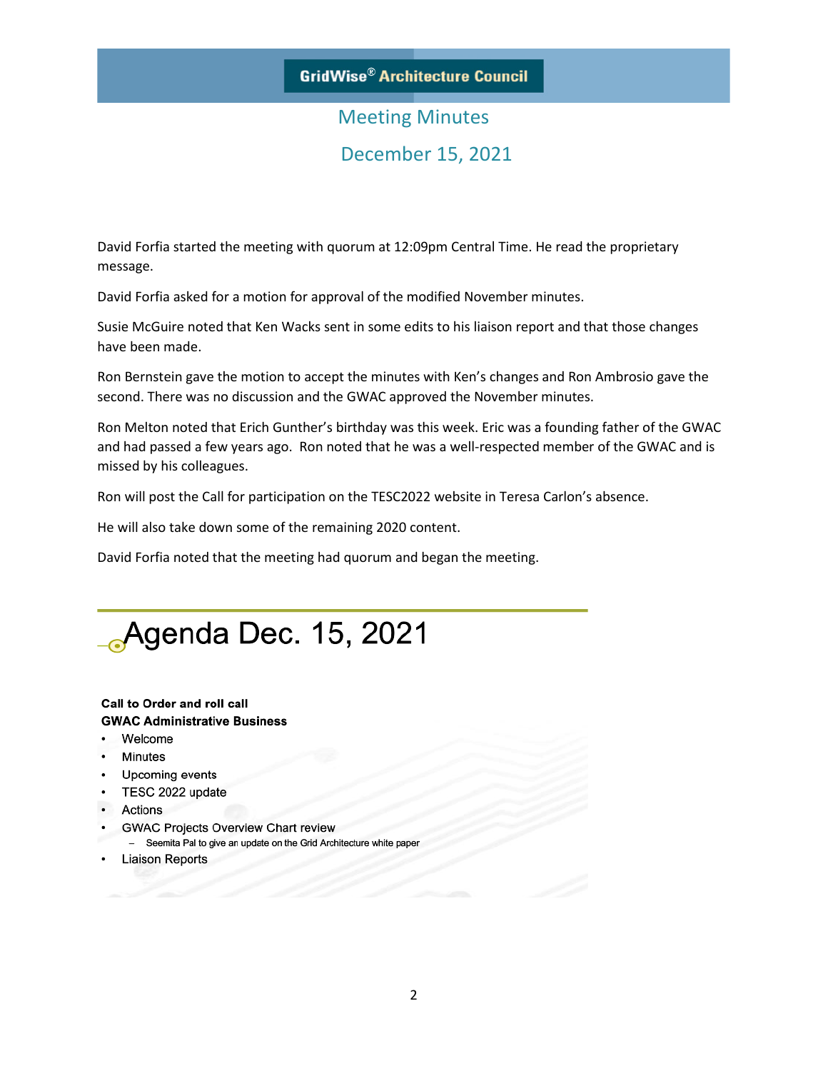# GridWise® Architecture Council

## Meeting Minutes

## December 15, 2021

David Forfia started the meeting with quorum at 12:09pm Central Time. He read the proprietary message.

David Forfia asked for a motion for approval of the modified November minutes.

Susie McGuire noted that Ken Wacks sent in some edits to his liaison report and that those changes have been made.

Ron Bernstein gave the motion to accept the minutes with Ken's changes and Ron Ambrosio gave the second. There was no discussion and the GWAC approved the November minutes.

Ron Melton noted that Erich Gunther's birthday was this week. Eric was a founding father of the GWAC and had passed a few years ago. Ron noted that he was a well-respected member of the GWAC and is missed by his colleagues.

Ron will post the Call for participation on the TESC2022 website in Teresa Carlon's absence.

He will also take down some of the remaining 2020 content.

David Forfia noted that the meeting had quorum and began the meeting.

# Agenda Dec. 15, 2021

**Call to Order and roll call**

**GWAC Administrative Business**

- Welcome
- Minutes
- Upcoming events
- TESC 2022 update
- Actions
- GWAC Projects Overview Chart review
  - Seemita Pal to give an update on the Grid Architecture white paper
- Liaison Reports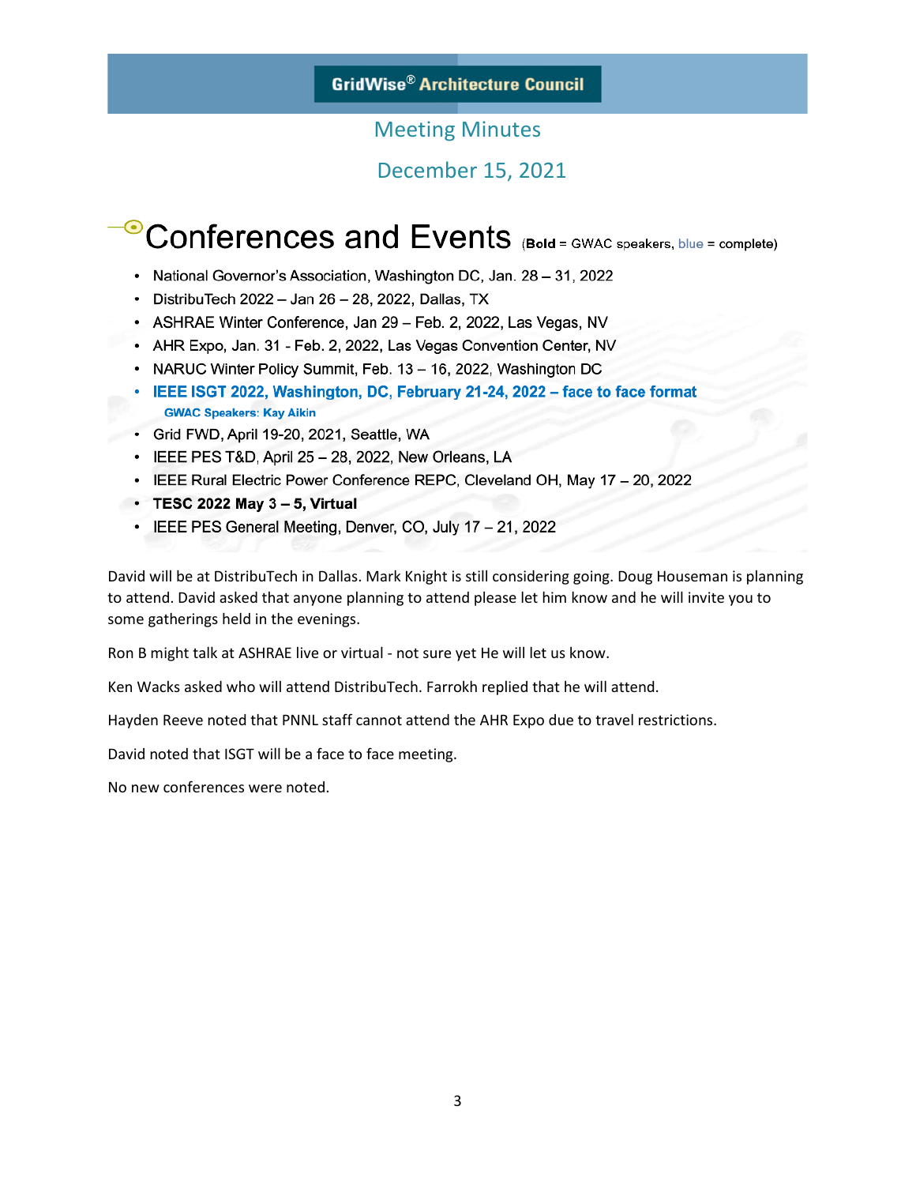GridWise® Architecture Council

Meeting Minutes

December 15, 2021

## Conferences and Events (**Bold** = GWAC speakers, blue = complete)

- National Governor's Association, Washington DC, Jan. 28 – 31, 2022
- DistribuTech 2022 – Jan 26 – 28, 2022, Dallas, TX
- ASHRAE Winter Conference, Jan 29 – Feb. 2, 2022, Las Vegas, NV
- AHR Expo, Jan. 31 - Feb. 2, 2022, Las Vegas Convention Center, NV
- NARUC Winter Policy Summit, Feb. 13 – 16, 2022, Washington DC
- **IEEE ISGT 2022, Washington, DC, February 21-24, 2022 – face to face format**
  - **GWAC Speakers: Kay Aikin**
- Grid FWD, April 19-20, 2021, Seattle, WA
- IEEE PES T&D, April 25 – 28, 2022, New Orleans, LA
- IEEE Rural Electric Power Conference REPC, Cleveland OH, May 17 – 20, 2022
- **TESC 2022 May 3 – 5, Virtual**
- IEEE PES General Meeting, Denver, CO, July 17 – 21, 2022

David will be at DistribuTech in Dallas. Mark Knight is still considering going. Doug Houseman is planning to attend. David asked that anyone planning to attend please let him know and he will invite you to some gatherings held in the evenings.

Ron B might talk at ASHRAE live or virtual - not sure yet He will let us know.

Ken Wacks asked who will attend DistribuTech. Farrokh replied that he will attend.

Hayden Reeve noted that PNNL staff cannot attend the AHR Expo due to travel restrictions.

David noted that ISGT will be a face to face meeting.

No new conferences were noted.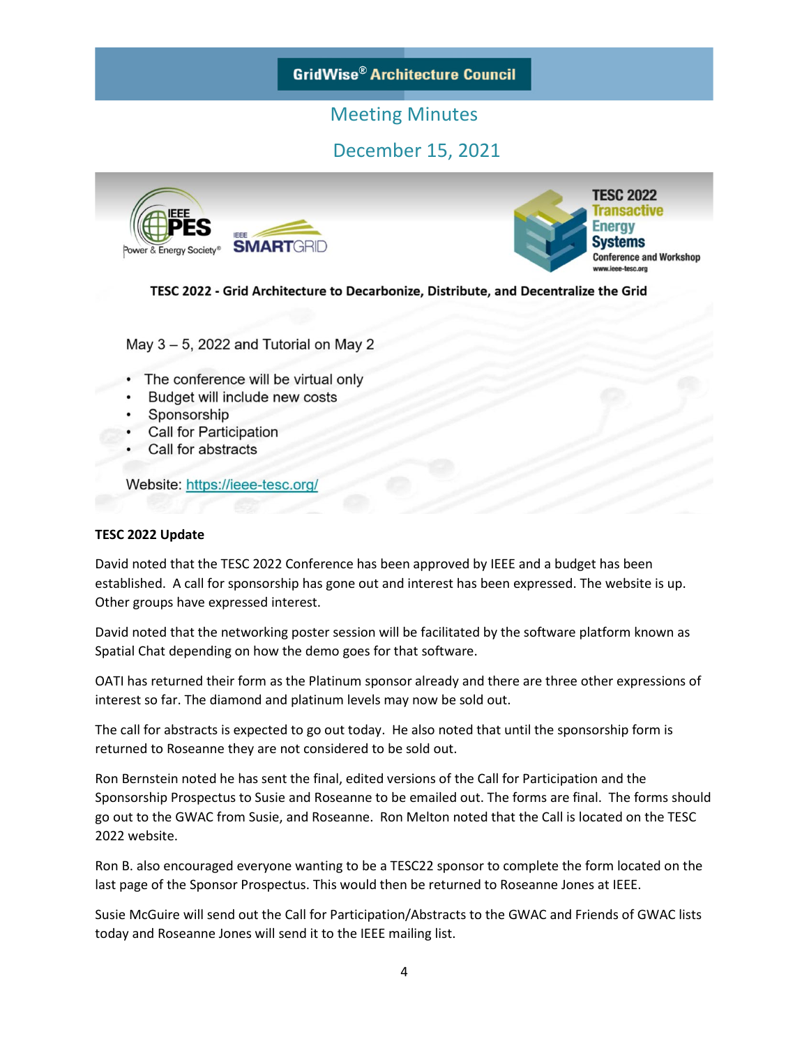GridWise® Architecture Council

Meeting Minutes

December 15, 2021

IEEE PES Power & Energy Society® | IEEE SMARTGRID | TESC 2022 Transactive Energy Systems Conference and Workshop www.ieee-tesc.org

**TESC 2022 - Grid Architecture to Decarbonize, Distribute, and Decentralize the Grid**

May 3 – 5, 2022 and Tutorial on May 2

- The conference will be virtual only
- Budget will include new costs
- Sponsorship
- Call for Participation
- Call for abstracts

Website: https://ieee-tesc.org/

**TESC 2022 Update**

David noted that the TESC 2022 Conference has been approved by IEEE and a budget has been established. A call for sponsorship has gone out and interest has been expressed. The website is up. Other groups have expressed interest.

David noted that the networking poster session will be facilitated by the software platform known as Spatial Chat depending on how the demo goes for that software.

OATI has returned their form as the Platinum sponsor already and there are three other expressions of interest so far. The diamond and platinum levels may now be sold out.

The call for abstracts is expected to go out today. He also noted that until the sponsorship form is returned to Roseanne they are not considered to be sold out.

Ron Bernstein noted he has sent the final, edited versions of the Call for Participation and the Sponsorship Prospectus to Susie and Roseanne to be emailed out. The forms are final. The forms should go out to the GWAC from Susie, and Roseanne. Ron Melton noted that the Call is located on the TESC 2022 website.

Ron B. also encouraged everyone wanting to be a TESC22 sponsor to complete the form located on the last page of the Sponsor Prospectus. This would then be returned to Roseanne Jones at IEEE.

Susie McGuire will send out the Call for Participation/Abstracts to the GWAC and Friends of GWAC lists today and Roseanne Jones will send it to the IEEE mailing list.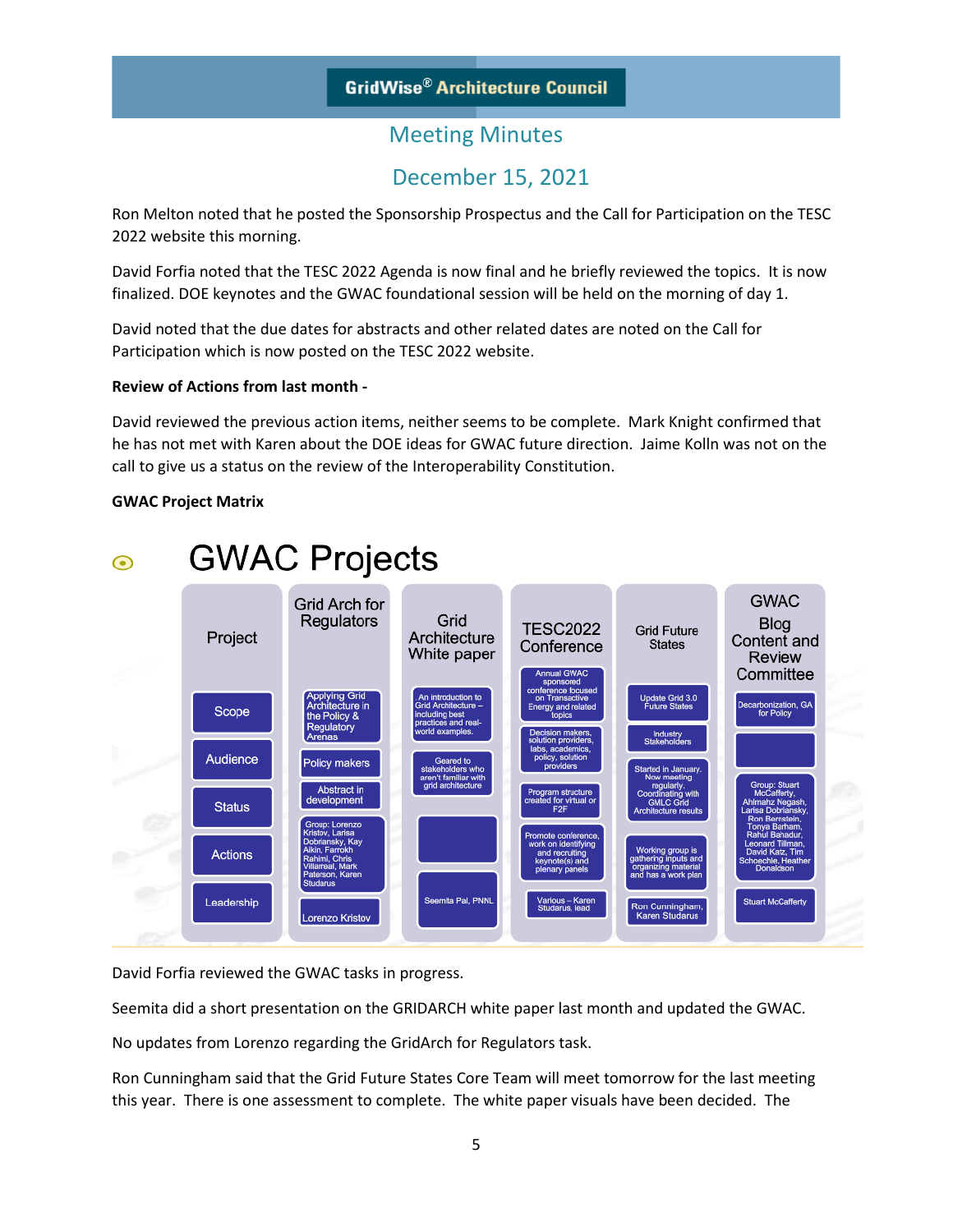# GridWise® Architecture Council

## Meeting Minutes

## December 15, 2021

Ron Melton noted that he posted the Sponsorship Prospectus and the Call for Participation on the TESC 2022 website this morning.

David Forfia noted that the TESC 2022 Agenda is now final and he briefly reviewed the topics. It is now finalized. DOE keynotes and the GWAC foundational session will be held on the morning of day 1.

David noted that the due dates for abstracts and other related dates are noted on the Call for Participation which is now posted on the TESC 2022 website.

**Review of Actions from last month -**

David reviewed the previous action items, neither seems to be complete. Mark Knight confirmed that he has not met with Karen about the DOE ideas for GWAC future direction. Jaime Kolln was not on the call to give us a status on the review of the Interoperability Constitution.

**GWAC Project Matrix**

### GWAC Projects

| Project | Grid Arch for Regulators | Grid Architecture White paper | TESC2022 Conference | Grid Future States | GWAC Blog Content and Review Committee |
|---|---|---|---|---|---|
| Scope | Applying Grid Architecture in the Policy & Regulatory Arenas | An introduction to Grid Architecture – including best practices and real-world examples. | Annual GWAC sponsored conference focused on Transactive Energy and related topics | Update Grid 3.0 Future States | Decarbonization, GA for Policy |
| Audience | Policy makers | Geared to stakeholders who aren't familiar with grid architecture | Decision makers, solution providers, labs, academics, policy, solution providers | Industry Stakeholders | |
| Status | Abstract in development | | Program structure created for virtual or F2F | Started in January. Now meeting regularly. Coordinating with GMLC Grid Architecture results | Group: Stuart McCafferty, Ahlmahz Negash, Larisa Dobriansky, Ron Bernstein, Tonya Barham, Rahul Bahadur, Leonard Tillman, David Katz, Tim Schoechle, Heather Donaldson |
| Actions | Group: Lorenzo Kristov, Larisa Dobriansky, Kay Aikin, Farrokh Rahimi, Chris Villarreal, Mark Paterson, Karen Studarus | | Promote conference, work on identifying and recruiting keynote(s) and plenary panels | Working group is gathering inputs and organizing material and has a work plan | |
| Leadership | Lorenzo Kristov | Seemita Pal, PNNL | Various – Karen Studarus, lead | Ron Cunningham, Karen Studarus | Stuart McCafferty |

David Forfia reviewed the GWAC tasks in progress.

Seemita did a short presentation on the GRIDARCH white paper last month and updated the GWAC.

No updates from Lorenzo regarding the GridArch for Regulators task.

Ron Cunningham said that the Grid Future States Core Team will meet tomorrow for the last meeting this year. There is one assessment to complete. The white paper visuals have been decided. The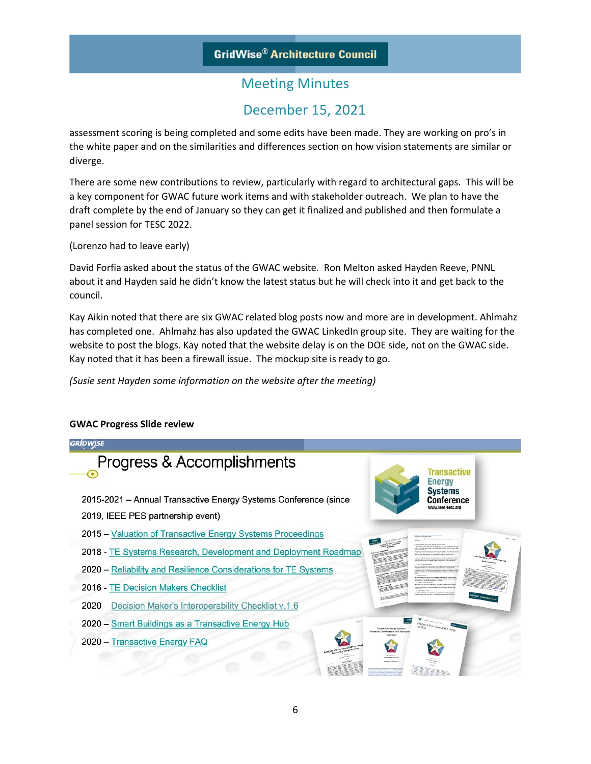assessment scoring is being completed and some edits have been made. They are working on pro's in the white paper and on the similarities and differences section on how vision statements are similar or diverge.

There are some new contributions to review, particularly with regard to architectural gaps. This will be a key component for GWAC future work items and with stakeholder outreach. We plan to have the draft complete by the end of January so they can get it finalized and published and then formulate a panel session for TESC 2022.

(Lorenzo had to leave early)

David Forfia asked about the status of the GWAC website. Ron Melton asked Hayden Reeve, PNNL about it and Hayden said he didn't know the latest status but he will check into it and get back to the council.

Kay Aikin noted that there are six GWAC related blog posts now and more are in development. Ahlmahz has completed one. Ahlmahz has also updated the GWAC LinkedIn group site. They are waiting for the website to post the blogs. Kay noted that the website delay is on the DOE side, not on the GWAC side. Kay noted that it has been a firewall issue. The mockup site is ready to go.

*(Susie sent Hayden some information on the website after the meeting)*

**GWAC Progress Slide review**

## Progress & Accomplishments

2015-2021 – Annual Transactive Energy Systems Conference (since 2019, IEEE PES partnership event)

2015 – Valuation of Transactive Energy Systems Proceedings

2018 - TE Systems Research, Development and Deployment Roadmap

2020 – Reliability and Resilience Considerations for TE Systems

2016 - TE Decision Makers Checklist

2020 Decision Maker's Interoperability Checklist v.1.6

2020 – Smart Buildings as a Transactive Energy Hub

2020 – Transactive Energy FAQ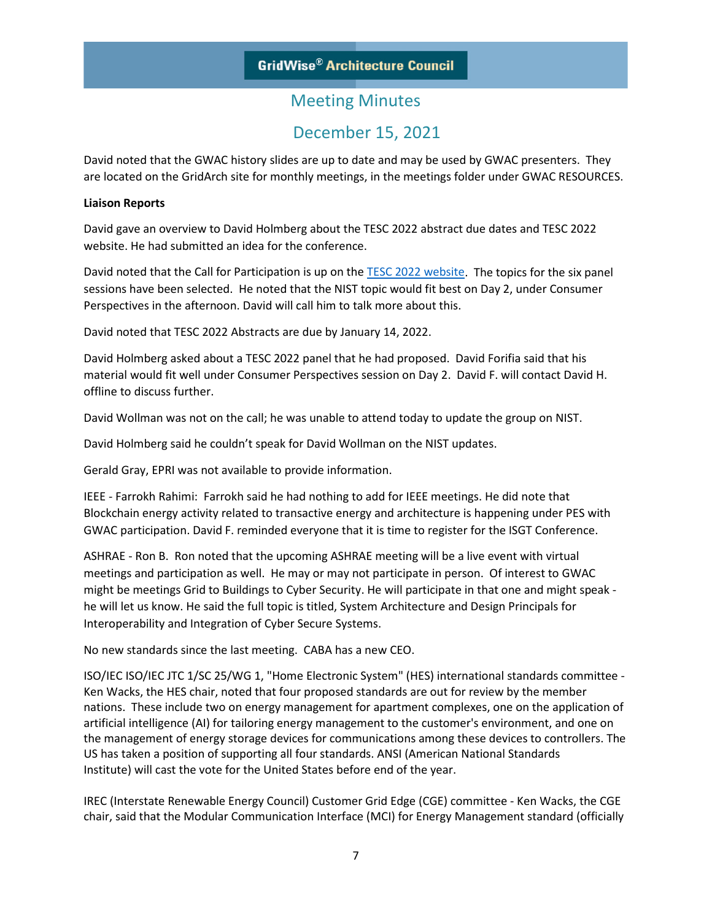David noted that the GWAC history slides are up to date and may be used by GWAC presenters. They are located on the GridArch site for monthly meetings, in the meetings folder under GWAC RESOURCES.

**Liaison Reports**

David gave an overview to David Holmberg about the TESC 2022 abstract due dates and TESC 2022 website. He had submitted an idea for the conference.

David noted that the Call for Participation is up on the [TESC 2022 website](). The topics for the six panel sessions have been selected. He noted that the NIST topic would fit best on Day 2, under Consumer Perspectives in the afternoon. David will call him to talk more about this.

David noted that TESC 2022 Abstracts are due by January 14, 2022.

David Holmberg asked about a TESC 2022 panel that he had proposed. David Forifia said that his material would fit well under Consumer Perspectives session on Day 2. David F. will contact David H. offline to discuss further.

David Wollman was not on the call; he was unable to attend today to update the group on NIST.

David Holmberg said he couldn't speak for David Wollman on the NIST updates.

Gerald Gray, EPRI was not available to provide information.

IEEE - Farrokh Rahimi: Farrokh said he had nothing to add for IEEE meetings. He did note that Blockchain energy activity related to transactive energy and architecture is happening under PES with GWAC participation. David F. reminded everyone that it is time to register for the ISGT Conference.

ASHRAE - Ron B. Ron noted that the upcoming ASHRAE meeting will be a live event with virtual meetings and participation as well. He may or may not participate in person. Of interest to GWAC might be meetings Grid to Buildings to Cyber Security. He will participate in that one and might speak - he will let us know. He said the full topic is titled, System Architecture and Design Principals for Interoperability and Integration of Cyber Secure Systems.

No new standards since the last meeting. CABA has a new CEO.

ISO/IEC ISO/IEC JTC 1/SC 25/WG 1, "Home Electronic System" (HES) international standards committee - Ken Wacks, the HES chair, noted that four proposed standards are out for review by the member nations. These include two on energy management for apartment complexes, one on the application of artificial intelligence (AI) for tailoring energy management to the customer's environment, and one on the management of energy storage devices for communications among these devices to controllers. The US has taken a position of supporting all four standards. ANSI (American National Standards Institute) will cast the vote for the United States before end of the year.

IREC (Interstate Renewable Energy Council) Customer Grid Edge (CGE) committee - Ken Wacks, the CGE chair, said that the Modular Communication Interface (MCI) for Energy Management standard (officially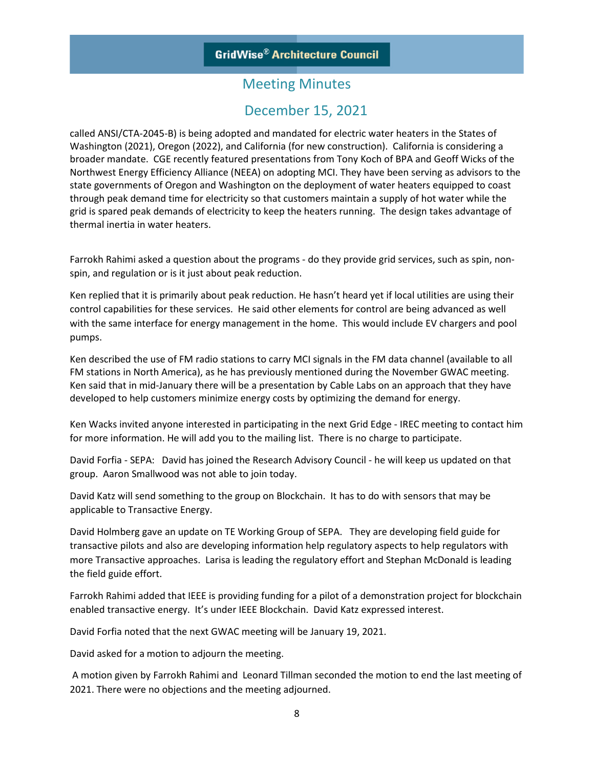called ANSI/CTA-2045-B) is being adopted and mandated for electric water heaters in the States of Washington (2021), Oregon (2022), and California (for new construction). California is considering a broader mandate. CGE recently featured presentations from Tony Koch of BPA and Geoff Wicks of the Northwest Energy Efficiency Alliance (NEEA) on adopting MCI. They have been serving as advisors to the state governments of Oregon and Washington on the deployment of water heaters equipped to coast through peak demand time for electricity so that customers maintain a supply of hot water while the grid is spared peak demands of electricity to keep the heaters running. The design takes advantage of thermal inertia in water heaters.

Farrokh Rahimi asked a question about the programs - do they provide grid services, such as spin, non-spin, and regulation or is it just about peak reduction.

Ken replied that it is primarily about peak reduction. He hasn't heard yet if local utilities are using their control capabilities for these services. He said other elements for control are being advanced as well with the same interface for energy management in the home. This would include EV chargers and pool pumps.

Ken described the use of FM radio stations to carry MCI signals in the FM data channel (available to all FM stations in North America), as he has previously mentioned during the November GWAC meeting. Ken said that in mid-January there will be a presentation by Cable Labs on an approach that they have developed to help customers minimize energy costs by optimizing the demand for energy.

Ken Wacks invited anyone interested in participating in the next Grid Edge - IREC meeting to contact him for more information. He will add you to the mailing list. There is no charge to participate.

David Forfia - SEPA: David has joined the Research Advisory Council - he will keep us updated on that group. Aaron Smallwood was not able to join today.

David Katz will send something to the group on Blockchain. It has to do with sensors that may be applicable to Transactive Energy.

David Holmberg gave an update on TE Working Group of SEPA. They are developing field guide for transactive pilots and also are developing information help regulatory aspects to help regulators with more Transactive approaches. Larisa is leading the regulatory effort and Stephan McDonald is leading the field guide effort.

Farrokh Rahimi added that IEEE is providing funding for a pilot of a demonstration project for blockchain enabled transactive energy. It's under IEEE Blockchain. David Katz expressed interest.

David Forfia noted that the next GWAC meeting will be January 19, 2021.

David asked for a motion to adjourn the meeting.

A motion given by Farrokh Rahimi and Leonard Tillman seconded the motion to end the last meeting of 2021. There were no objections and the meeting adjourned.